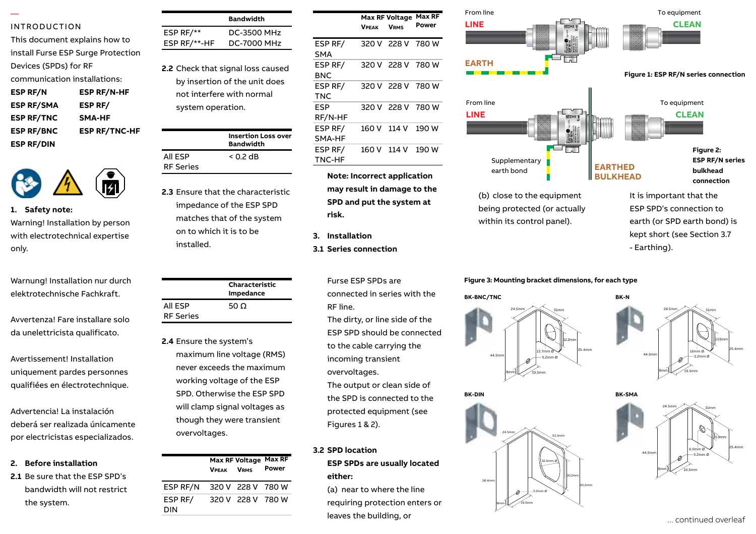## INTRODUCTION

This document explains how to install Furse ESP Surge Protection Devices (SPDs) for RF communication installations:

| | |
|---|---|
| **ESP RF/N** | **ESP RF/N-HF** |
| **ESP RF/SMA** | **ESP RF/SMA-HF** |
| **ESP RF/TNC** | **ESP RF/TNC-HF** |
| **ESP RF/BNC** | **ESP RF/DIN** |

### 1. Safety note:

Warning! Installation by person with electrotechnical expertise only.

Warnung! Installation nur durch elektrotechnische Fachkraft.

Avvertenza! Fare installare solo da unelettricista qualificato.

Avertissement! Installation uniquement pardes personnes qualifiées en électrotechnique.

Advertencia! La instalación deberá ser realizada únicamente por electricistas especializados.

### 2. Before installation

**2.1** Be sure that the ESP SPD's bandwidth will not restrict the system.

| | Bandwidth |
|---|---|
| ESP RF/** | DC-3500 MHz |
| ESP RF/**-HF | DC-7000 MHz |

**2.2** Check that signal loss caused by insertion of the unit does not interfere with normal system operation.

| | Insertion Loss over Bandwidth |
|---|---|
| All ESP RF Series | < 0.2 dB |

**2.3** Ensure that the characteristic impedance of the ESP SPD matches that of the system on to which it is to be installed.

| | Characteristic Impedance |
|---|---|
| All ESP RF Series | 50 Ω |

**2.4** Ensure the system's maximum line voltage (RMS) never exceeds the maximum working voltage of the ESP SPD. Otherwise the ESP SPD will clamp signal voltages as though they were transient overvoltages.

| | Max RF Voltage VPEAK | Max RF Voltage VRMS | Max RF Power |
|---|---|---|---|
| ESP RF/N | 320 V | 228 V | 780 W |
| ESP RF/DIN | 320 V | 228 V | 780 W |
| ESP RF/SMA | 320 V | 228 V | 780 W |
| ESP RF/BNC | 320 V | 228 V | 780 W |
| ESP RF/TNC | 320 V | 228 V | 780 W |
| ESP RF/N-HF | 320 V | 228 V | 780 W |
| ESP RF/SMA-HF | 160 V | 114 V | 190 W |
| ESP RF/TNC-HF | 160 V | 114 V | 190 W |

**Note: Incorrect application may result in damage to the SPD and put the system at risk.**

### 3. Installation

**3.1 Series connection**

Furse ESP SPDs are connected in series with the RF line.

The dirty, or line side of the ESP SPD should be connected to the cable carrying the incoming transient overvoltages.

The output or clean side of the SPD is connected to the protected equipment (see Figures 1 & 2).

**3.2 SPD location**

**ESP SPDs are usually located either:**

(a) near to where the line requiring protection enters or leaves the building, or

(b) close to the equipment being protected (or actually within its control panel).

It is important that the ESP SPD's connection to earth (or SPD earth bond) is kept short (see Section 3.7 - Earthing).

From line LINE — EARTH — To equipment CLEAN

**Figure 1: ESP RF/N series connection**

From line LINE — Supplementary earth bond — EARTHED BULKHEAD — To equipment CLEAN

**Figure 2: ESP RF/N series bulkhead connection**

**Figure 3: Mounting bracket dimensions, for each type**

BK-BNC/TNC — BK-N — BK-DIN — BK-SMA

... continued overleaf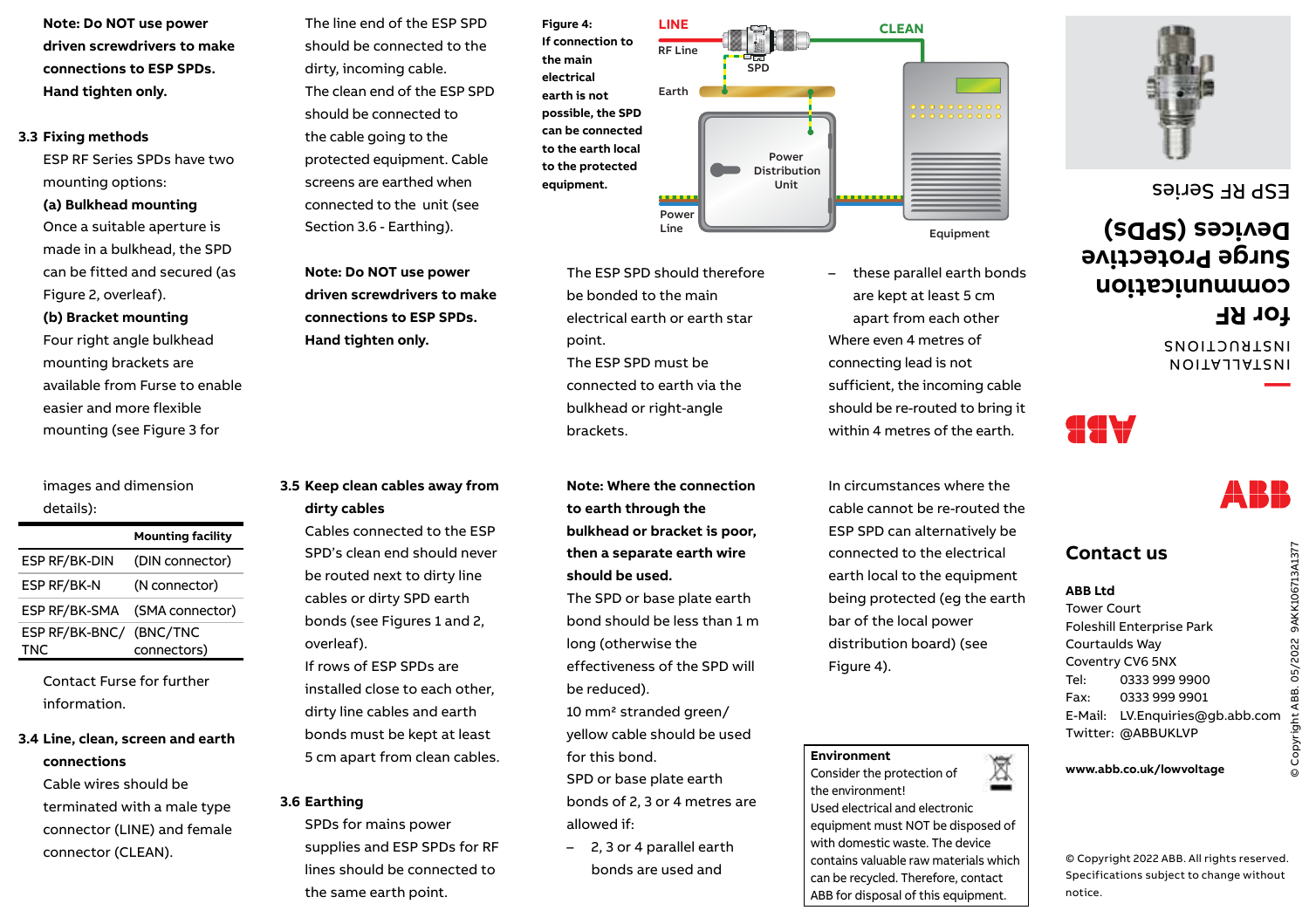**Note: Do NOT use power driven screwdrivers to make connections to ESP SPDs. Hand tighten only.**

## 3.3 Fixing methods

ESP RF Series SPDs have two mounting options:

**(a) Bulkhead mounting**

Once a suitable aperture is made in a bulkhead, the SPD can be fitted and secured (as Figure 2, overleaf).

**(b) Bracket mounting**

Four right angle bulkhead mounting brackets are available from Furse to enable easier and more flexible mounting (see Figure 3 for images and dimension details):

| | Mounting facility |
|---|---|
| ESP RF/BK-DIN | (DIN connector) |
| ESP RF/BK-N | (N connector) |
| ESP RF/BK-SMA | (SMA connector) |
| ESP RF/BK-BNC/ TNC | (BNC/TNC connectors) |

Contact Furse for further information.

## 3.4 Line, clean, screen and earth connections

Cable wires should be terminated with a male type connector (LINE) and female connector (CLEAN).

The line end of the ESP SPD should be connected to the dirty, incoming cable.

The clean end of the ESP SPD should be connected to the cable going to the protected equipment. Cable screens are earthed when connected to the unit (see Section 3.6 - Earthing).

**Note: Do NOT use power driven screwdrivers to make connections to ESP SPDs. Hand tighten only.**

## 3.5 Keep clean cables away from dirty cables

Cables connected to the ESP SPD's clean end should never be routed next to dirty line cables or dirty SPD earth bonds (see Figures 1 and 2, overleaf).

If rows of ESP SPDs are installed close to each other, dirty line cables and earth bonds must be kept at least 5 cm apart from clean cables.

## 3.6 Earthing

SPDs for mains power supplies and ESP SPDs for RF lines should be connected to the same earth point.

**Figure 4: If connection to the main electrical earth is not possible, the SPD can be connected to the earth local to the protected equipment.**

LINE
RF Line
SPD
CLEAN
Earth
Power Distribution Unit
Power Line
Equipment

The ESP SPD should therefore be bonded to the main electrical earth or earth star point.

The ESP SPD must be connected to earth via the bulkhead or right-angle brackets.

**Note: Where the connection to earth through the bulkhead or bracket is poor, then a separate earth wire should be used.**

The SPD or base plate earth bond should be less than 1 m long (otherwise the effectiveness of the SPD will be reduced).

10 mm² stranded green/yellow cable should be used for this bond.

SPD or base plate earth bonds of 2, 3 or 4 metres are allowed if:

- 2, 3 or 4 parallel earth bonds are used and
- these parallel earth bonds are kept at least 5 cm apart from each other

Where even 4 metres of connecting lead is not sufficient, the incoming cable should be re-routed to bring it within 4 metres of the earth.

In circumstances where the cable cannot be re-routed the ESP SPD can alternatively be connected to the electrical earth local to the equipment being protected (eg the earth bar of the local power distribution board) (see Figure 4).

**Environment**

Consider the protection of the environment!

Used electrical and electronic equipment must NOT be disposed of with domestic waste. The device contains valuable raw materials which can be recycled. Therefore, contact ABB for disposal of this equipment.

# ESP RF Series

# Surge Protective Devices (SPDs) for RF communication

INSTALLATION INSTRUCTIONS

ABB

## Contact us

**ABB Ltd**
Tower Court
Foleshill Enterprise Park
Courtaulds Way
Coventry CV6 5NX
Tel: 0333 999 9900
Fax: 0333 999 9901
E-Mail: LV.Enquiries@gb.abb.com
Twitter: @ABBUKLVP

**www.abb.co.uk/lowvoltage**

© Copyright 2022 ABB. All rights reserved. Specifications subject to change without notice.

© Copyright ABB. 05/2022 9AKK106713A1377